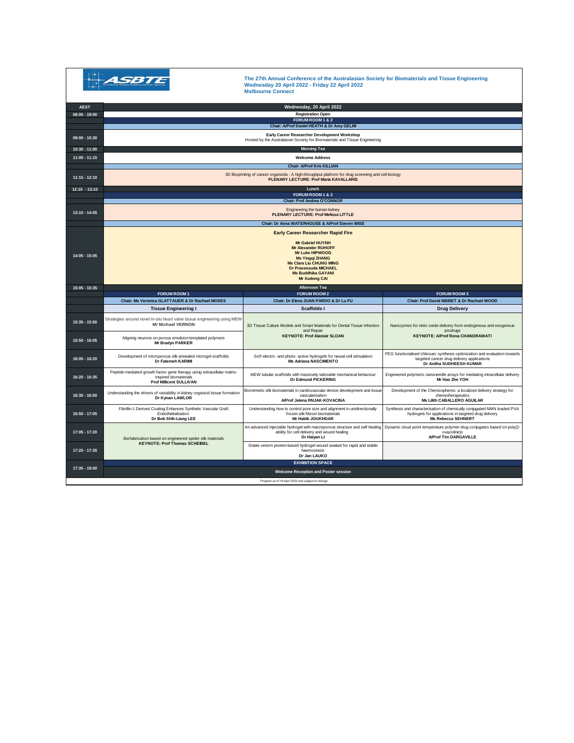ASBTE

**The 27th Annual Conference of the Australasian Society for Biomaterials and Tissue Engineering**
**Wednesday 20 April 2022 - Friday 22 April 2022**
**Melbourne Connect**

| AEST | Wednesday, 20 April 2022 | | |
|---|---|---|---|
| 08:00 - 19:00 | **Registration Open** | | |
| | **FORUM ROOM 1 & 2** | | |
| | **Chair: A/Prof Daniel HEATH & Dr Amy GELMI** | | |
| 09:00 - 10:30 | **Early Career Researcher Development Workshop** Hosted by the Australasian Society for Biomaterials and Tissue Engineering | | |
| 10:30 - 11:00 | **Morning Tea** | | |
| 11:00 - 11:15 | **Welcome Address** | | |
| | **Chair: A/Prof Kris KILLIAN** | | |
| 11:15 - 12:10 | 3D Bioprinting of cancer organoids : A high-throughput platform for drug screening and cell biology **PLENARY LECTURE: Prof Maria KAVALLARIS** | | |
| 12:10 - 13:10 | **Lunch** | | |
| | **FORUM ROOM 1 & 2** | | |
| | **Chair: Prof Andrea O'CONNOR** | | |
| 13:10 - 14:05 | Engineering the human kidney **PLENARY LECTURE: Prof Melissa LITTLE** | | |
| | **Chair: Dr Anna WATERHOUSE & A/Prof Steven WISE** | | |
| 14:05 - 15:05 | **Early Career Researcher Rapid Fire** **Mr Gabriel HUYNH** **Mr Alexander RUHOFF** **Mr Luke HIPWOOD** **Ms Yingqi ZHANG** **Ms Clara Liu CHUNG MING** **Dr Praveesuda MICHAEL** **Ms Buddhika GAYANI** **Mr Xudong CAI** | | |
| 15:05 - 15:35 | **Afternoon Tea** | | |
| | **FORUM ROOM 1** | **FORUM ROOM 2** | **FORUM ROOM 3** |
| | **Chair: Ms Veronica GLATTAUER & Dr Rachael MOSES** | **Chair: Dr Elena JUAN PARDO & Dr Lu FU** | **Chair: Prof David NISBET & Dr Rachael WOOD** |
| | **Tissue Engineering I** | **Scaffolds I** | **Drug Delivery** |
| 15:35 - 15:50 | Strategies around novel in-situ heart valve tissue engineering using MEW **Mr Michael VERNON** | 3D Tissue Culture Models and Smart Materials for Dental Tissue Infection and Repair **KEYNOTE: Prof Alastair SLOAN** | Nanozymes for nitric oxide delivery from endogenous and exogenous prodrugs **KEYNOTE: A/Prof Rona CHANDRAWATI** |
| 15:50 - 16:05 | Aligning neurons on porous emulsion-templated polymers **Mr Bradyn PARKER** | | |
| 16:05 - 16:20 | Development of microporous silk annealed microgel scaffolds **Dr Fatemeh KARIMI** | Soft electro- and photo- active hydrogels for neural cell stimulation **Ms Adriana NASCIMENTO** | PEG functionalised chitosan: synthesis optimization and evaluation towards targeted cancer drug delivery applications **Dr Anitha SUDHEESH KUMAR** |
| 16:20 - 16:35 | Peptide-mediated growth factor gene therapy using extracellular matrix-inspired biomaterials **Prof Millicent SULLIVAN** | MEW tubular scaffolds with massively tailorable mechanical behaviour **Dr Edmund PICKERING** | Engineered polymeric nanoneedle arrays for mediating intracellular delivery **Mr Hao Zhe YOH** |
| 16:35 - 16:50 | Understanding the drivers of variability in kidney organoid tissue formation **Dr Kynan LAWLOR** | Biomimetic silk biomaterials in cardiovascular device development and tissue vascularisation **A/Prof Jelena RNJAK-KOVACINA** | Development of the Chemospheres: a localized delivery strategy for chemotherapeutics **Ms Lilith CABALLERO AGUILAR** |
| 16:50 - 17:05 | Fibrillin-1 Derived Coating Enhances Synthetic Vascular Graft Endothelialisation **Dr Bob Shih-Liang LEE** | Understanding how to control pore size and alignment in unidirectionally frozen silk-fibroin biomaterials **Mr Habib JOUKHDAR** | Synthesis and characterisation of chemically conjugated NMN loaded PVA hydrogels for applications in targeted drug delivery **Ms Rebecca SEHNERT** |
| 17:05 - 17:20 | Biofabrication based on engineered spider silk materials **KEYNOTE: Prof Thomas SCHEIBEL** | An advanced injectable hydrogel with macroporous structure and self-healing ability for cell delivery and wound healing **Dr Haiyan LI** | Dynamic cloud point temperature polymer-drug conjugates based on poly(2-oxazoline)s **A/Prof Tim DARGAVILLE** |
| 17:20 - 17:35 | | Snake venom protein-based hydrogel wound sealant for rapid and stable haemostasis **Dr Jan LAUKO** | |
| | **EXHIBITION SPACE** | | |
| 17:35 - 19:00 | **Welcome Reception and Poster session** | | |

*Program as of 19 April 2022 and subject to change*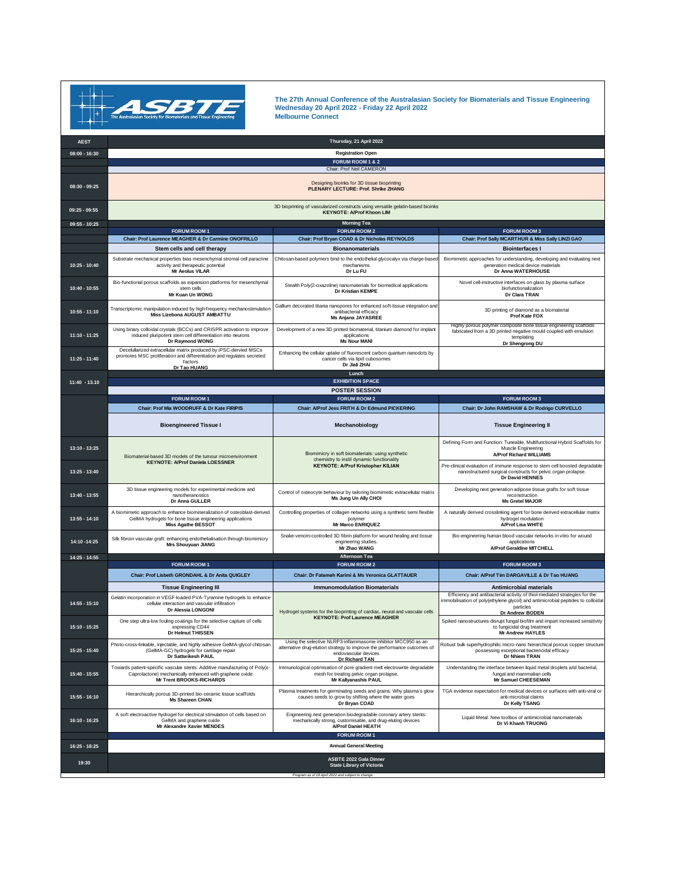**The 27th Annual Conference of the Australasian Society for Biomaterials and Tissue Engineering**
**Wednesday 20 April 2022 - Friday 22 April 2022**
**Melbourne Connect**

| AEST | Thursday, 21 April 2022 | | |
|---|---|---|---|
| 08:00 - 16:30 | **Registration Open** | | |
| | **FORUM ROOM 1 & 2** | | |
| | Chair: Prof Neil CAMERON | | |
| 08:30 - 09:25 | Designing bioinks for 3D tissue bioprinting **PLENARY LECTURE: Prof. Shrike ZHANG** | | |
| 09:25 - 09:55 | 3D bioprinting of vascularized constructs using versatile gelatin-based bioinks **KEYNOTE: A/Prof Khoon LIM** | | |
| 09:55 - 10:25 | **Morning Tea** | | |
| | **FORUM ROOM 1** | **FORUM ROOM 2** | **FORUM ROOM 3** |
| | **Chair: Prof Laurence MEAGHER & Dr Carmine ONOFRILLO** | **Chair: Prof Bryan COAD & Dr Nicholas REYNOLDS** | **Chair: Prof Sally MCARTHUR & Miss Sally LINZI GAO** |
| | **Stem cells and cell therapy** | **Bionanomaterials** | **Biointerfaces I** |
| 10:25 - 10:40 | Substrate mechanical properties bias mesenchymal stromal cell paracrine activity and therapeutic potential **Mr Aeolus VILAR** | Chitosan-based polymers bind to the endothelial glycocalyx via charge-based mechanisms **Dr Lu FU** | Biomimetic approaches for understanding, developing and evaluating next generation medical device materials **Dr Anna WATERHOUSE** |
| 10:40 - 10:55 | Bio-functional porous scaffolds as expansion platforms for mesenchymal stem cells **Mr Kuan Un WONG** | Stealth Poly(2-oxazoline) nanomaterials for biomedical applications **Dr Kristian KEMPE** | Novel cell-instructive interfaces on glass by plasma surface biofunctionalization **Dr Clara TRAN** |
| 10:55 - 11:10 | Transcriptomic manipulation induced by high-frequency mechanostimulation **Miss Lizebona AUGUST AMBATTU** | Gallium decorated titania nanopores for enhanced soft-tissue integration and antibacterial efficacy **Ms Anjana JAYASREE** | 3D printing of diamond as a biomaterial **Prof Kate FOX** |
| 11:10 - 11:25 | Using binary colloidal crystals (BCCs) and CRISPR activation to improve induced pluripotent stem cell differentiation into neurons **Dr Raymond WONG** | Development of a new 3D printed biomaterial, titanium diamond for implant applications **Ms Nour MANI** | Highly porous polymer composite bone tissue engineering scaffolds fabricated from a 3D printed negative mould coupled with emulsion templating **Dr Shengrong DU** |
| 11:25 - 11:40 | Decellularized extracellular matrix produced by iPSC-dervied MSCs promotes MSC proliferation and differentiation and regulates secreted factors **Dr Tao HUANG** | Enhancing the cellular uptake of fluorescent carbon quantum nanodots by cancer cells via lipid cubosomes **Dr Jiali ZHAI** | |
| 11:40 - 13.10 | **Lunch** | | |
| | **EXHIBITION SPACE** | | |
| | **POSTER SESSION** | | |
| | **FORUM ROOM 1** | **FORUM ROOM 2** | **FORUM ROOM 3** |
| | **Chair: Prof Mia WOODRUFF & Dr Kate FIRIPIS** | **Chair: A/Prof Jess FRITH & Dr Edmund PICKERING** | **Chair: Dr John RAMSHAW & Dr Rodrigo CURVELLO** |
| | **Bioengineered Tissue I** | **Mechanobiology** | **Tissue Engineering II** |
| 13:10 - 13:25 | Biomaterial-based 3D models of the tumour microenvironment **KEYNOTE: A/Prof Daniela LOESSNER** | Biomimicry in soft biomaterials: using synthetic chemistry to instil dynamic functionality **KEYNOTE: A/Prof Kristopher KILIAN** | Defining Form and Function: Tuneable, Multifunctional Hybrid Scaffolds for Muscle Engineering **A/Prof Richard WILLIAMS** |
| 13:25 - 13:40 | | | Pre-clinical evaluation of immune response to stem cell boosted degradable nanostructured surgical constructs for pelvic organ prolapse. **Dr David HENNES** |
| 13:40 - 13:55 | 3D tissue engineering models for experimental medicine and nanotheranostics **Dr Anna GULLER** | Control of osteocyte behaviour by tailoring biomimetic extracellular matrix **Ms Jung Un Ally CHOI** | Developing next generation adipose tissue grafts for soft tissue reconstruction **Ms Gretel MAJOR** |
| 13:55 - 14:10 | A biomimetic approach to enhance biomineralization of osteoblast-derived GelMA hydrogels for bone tissue engineering applications **Miss Agathe BESSOT** | Controlling properties of collagen networks using a synthetic semi flexible polymer **Mr Marco ENRIQUEZ** | A naturally derived crosslinking agent for bone derived extracellular matrix hydrogel modulation **A/Prof Lisa WHITE** |
| 14:10 -14:25 | Silk fibroin vascular graft: enhancing endothelialisation through biomimicry **Mrs Shouyuan JIANG** | Snake-venom-controlled 3D fibrin platform for wound healing and tissue engineering studies. **Mr Zhao WANG** | Bio-engineering human blood vascular networks in vitro for wound applications **A/Prof Geraldine MITCHELL** |
| 14:25 - 14:55 | **Afternoon Tea** | | |
| | **FORUM ROOM 1** | **FORUM ROOM 2** | **FORUM ROOM 3** |
| | **Chair: Prof Lisbeth GRONDAHL & Dr Anita QUIGLEY** | **Chair: Dr Fatemeh Karimi & Ms Veronica GLATTAUER** | **Chair: A/Prof Tim DARGAVILLE & Dr Tao HUANG** |
| | **Tissue Engineering III** | **Immunomodulation Biomaterials** | **Antimicrobial materials** |
| 14:55 - 15:10 | Gelatin incorporation in VEGF-loaded PVA-Tyramine hydrogels to enhance cellular interaction and vascular infiltration **Dr Alessia LONGONI** | Hydrogel systems for the bioprinting of cardiac, neural and vascular cells **KEYNOTE: Prof Laurence MEAGHER** | Efficiency and antibacterial activity of thiol-mediated strategies for the immobilisation of poly(ethylene glycol) and antimicrobial peptides to colloidal particles **Dr Andrew BODEN** |
| 15:10 - 15:25 | One step ultra-low fouling coatings for the selective capture of cells expressing CD44 **Dr Helmut THISSEN** | | Spiked nanostructures disrupt fungal biofilm and impart increased sensitivity to fungicidal drug treatment **Mr Andrew HAYLES** |
| 15:25 - 15:40 | Photo-cross-linkable, injectable, and highly adhesive GelMA-glycol chitosan (GelMA-GC) hydrogels for cartilage repair **Dr Sattwikesh PAUL** | Using the selective NLRP3-inflammasome inhibitor MCC950 as an alternative drug-elution strategy to improve the performance outcomes of endovascular devices **Dr Richard TAN** | Robust bulk superhydrophilic micro-nano hierarchical porous copper structure possessing exceptional bactericidal efficacy **Dr Nhiem TRAN** |
| 15:40 - 15:55 | Towards patient-specific vascular stents: Additive manufacturing of Poly(ε-Caprolactone) mechanically enhanced with graphene oxide **Mr Trent BROOKS-RICHARDS** | Immunological optimisation of pore gradient melt electrowrite degradable mesh for treating pelvic organ prolapse. **Mr Kallyanashis PAUL** | Understanding the interface between liquid metal droplets and bacterial, fungal and mammalian cells **Mr Samuel CHEESEMAN** |
| 15:55 - 16:10 | Hierarchically porous 3D-printed bio-ceramic tissue scaffolds **Ms Shareen CHAN** | Plasma treatments for germinating seeds and grains: Why plasma's glow causes seeds to grow by shifting where the water goes **Dr Bryan COAD** | TGA evidence expectation for medical devices or surfaces with anti-viral or anti-microbial claims **Dr Kelly TSANG** |
| 16:10 - 16:25 | A soft electroactive hydrogel for electrical stimulation of cells based on GelMA and graphene oxide **Mr Alexandre Xavier MENDES** | Engineering next generation biodegradable coronary artery stents: mechanically strong, customisable, and drug-eluting devices **A/Prof Daniel HEATH** | Liquid Metal: New toolbox of antimicrobial nanomaterials **Dr Vi Khanh TRUONG** |
| | **FORUM ROOM 1** | | |
| 16:25 - 18:25 | **Annual General Meeting** | | |
| 19:30 | **ASBTE 2022 Gala Dinner** **State Library of Victoria** | | |

*Program as of 19 April 2022 and subject to change*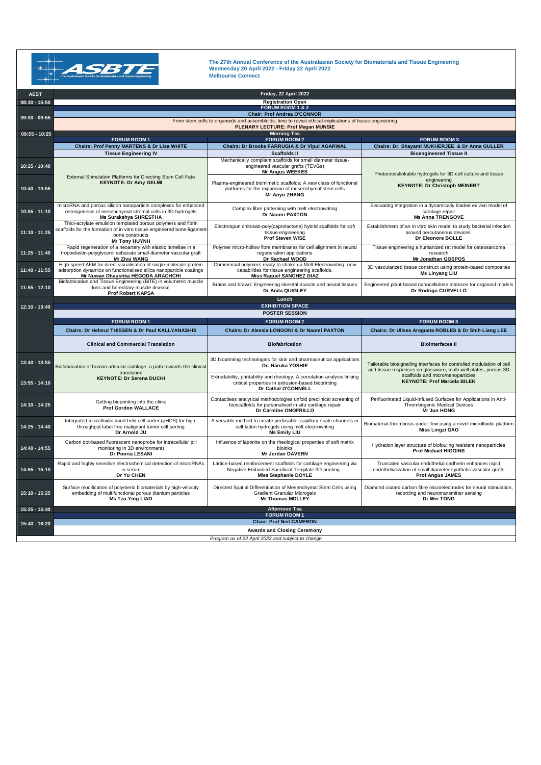**The 27th Annual Conference of the Australasian Society for Biomaterials and Tissue Engineering**
**Wednesday 20 April 2022 - Friday 22 April 2022**
**Melbourne Connect**

| AEST | Friday, 22 April 2022 | | |
|---|---|---|---|
| 08:30 - 15:50 | Registration Open | | |
| 09:00 - 09:55 | **FORUM ROOM 1 & 2**<br>**Chair: Prof Andrea O'CONNOR**<br>From stem cells to organoids and assembloids: time to revisit ethical implications of tissue engineering<br>**PLENARY LECTURE: Prof Megan MUNSIE** | | |
| 09:55 - 10:25 | Morning Tea | | |
| | **FORUM ROOM 1** | **FORUM ROOM 2** | **FORUM ROOM 3** |
| | **Chairs: Prof Penny MARTENS & Dr Lisa WHITE** | **Chairs: Dr Brooke FARRUGIA & Dr Vipul AGARWAL** | **Chairs: Dr. Shayanti MUKHERJEE & Dr Anna GULLER** |
| | **Tissue Engineering IV** | **Scaffolds II** | **Bioengineered Tissue II** |
| 10:25 - 10:40 | External Stimulation Platforms for Directing Stem Cell Fate<br>**KEYNOTE: Dr Amy GELMI** | Mechanically compliant scaffolds for small diameter tissue-engineered vascular grafts (TEVGs)<br>**Mr Angus WEEKES** | Photocrosslinkable hydrogels for 3D cell culture and tissue engineering<br>**KEYNOTE: Dr Christoph MEINERT** |
| 10:40 - 10:55 | | Plasma-engineered biomimetic scaffolds: A new class of functional platforms for the expansion of mesenchymal stem cells<br>**Mr Anyu ZHANG** | |
| 10:55 - 11:10 | microRNA and porous silicon nanoparticle complexes for enhanced osteogenesis of mesenchymal stromal cells in 3D hydrogels<br>**Ms Surakshya SHRESTHA** | Complex fibre patterning with melt electrowriting<br>**Dr Naomi PAXTON** | Evaluating integration in a dynamically loaded ex vivo model of cartilage repair<br>**Ms Anna TRENGOVE** |
| 11:10 - 11:25 | Thiol-acrylate emulsion templated porous polymers and fibrin scaffolds for the formation of in vitro tissue engineered bone-ligament-bone constructs<br>**Mr Tony HUYNH** | Electrospun chitosan-poly(caprolactone) hybrid scaffolds for soft tissue engineering<br>**Prof Steven WISE** | Establishment of an in vitro skin model to study bacterial infection around percutaneous devices<br>**Dr Eleonore BOLLE** |
| 11:25 - 11:40 | Rapid regeneration of a neoartery with elastic lamellae in a tropoelastin-polyglycerol sebacate small-diameter vascular graft<br>**Mr Ziyu WANG** | Polymer micro-hollow fibre membranes for cell alignment in neural regeneration applications<br>**Dr Rachael WOOD** | Tissue engineering a humanized rat model for osteosarcoma research<br>**Mr Jonathan GOSPOS** |
| 11:40 - 11:55 | High-speed AFM for direct visualisation of single-molecule protein adsorption dynamics on functionalised silica nanoparticle coatings<br>**Mr Nuwan Dhaushka HEGODA ARACHCHI** | Commercial polymers ready to shake up Melt Electrowriting: new capabilities for tissue engineering scaffolds.<br>**Miss Raquel SANCHEZ DIAZ** | 3D vascularized tissue construct using protein-based composites<br>**Ms Linyang LIU** |
| 11:55 - 12:10 | Biofabrication and Tissue Engineering (BiTE) in volumetric muscle loss and hereditary muscle disease<br>**Prof Robert KAPSA** | Brains and brawn: Engineering skeletal muscle and neural tissues<br>**Dr Anita QUIGLEY** | Engineered plant-based nanocellulose matrices for organoid models<br>**Dr Rodrigo CURVELLO** |
| 12:10 - 13:40 | **Lunch**<br>**EXHIBITION SPACE**<br>**POSTER SESSION** | | |
| | **FORUM ROOM 1** | **FORUM ROOM 2** | **FORUM ROOM 3** |
| | **Chairs: Dr Helmut THISSEN & Dr Paul KALLYANASHIS** | **Chairs: Dr Alessia LONGONI & Dr Naomi PAXTON** | **Chairs: Dr Ulises Aregueta ROBLES & Dr Shih-Liang LEE** |
| | **Clinical and Commercial Translation** | **Biofabrication** | **Biointerfaces II** |
| 13:40 - 13:55 | Biofabrication of human articular cartilage: a path towards the clinical translation<br>**KEYNOTE: Dr Serena DUCHI** | 3D bioprinting technologies for skin and pharmaceutical applications<br>**Dr. Haruka YOSHIE** | Tailorable biosignalling interfaces for controlled modulation of cell and tissue responses on glassware, multi-well plates, porous 3D scaffolds and micro/nanoparticles<br>**KEYNOTE: Prof Marcela BILEK** |
| 13:55 - 14:10 | | Extrudability, printability and rheology: A correlation analysis linking critical properties in extrusion-based bioprinting<br>**Dr Cathal O'CONNELL** | |
| 14:10 - 14:25 | Getting bioprinting into the clinic<br>**Prof Gordon WALLACE** | Contactless analytical methodologies unfold preclinical screening of bioscaffolds for personalised in situ cartilage repair<br>**Dr Carmine ONOFRILLO** | Perfluorinated Liquid-Infused Surfaces for Applications in Anti-Thrombogenic Medical Devices<br>**Mr Jun HONG** |
| 14:25 - 14:40 | Integrated microfluidic hand-held cell sorter (µHCS) for high-throughput label-free malignant tumor cell sorting<br>**Dr Arnold JU** | A versatile method to create perfusable, capillary-scale channels in cell-laden hydrogels using melt electrowriting<br>**Ms Emily LIU** | Biomaterial thrombosis under flow using a novel microfluidic platform<br>**Miss Lingzi GAO** |
| 14:40 - 14:55 | Carbon dot-based fluorescent nanoprobe for intracellular pH monitoring in 3D environment)<br>**Dr Pooria LESANI** | Influence of laponite on the rheological properties of soft matrix bioinks<br>**Mr Jordan DAVERN** | Hydration layer structure of biofouling resistant nanoparticles<br>**Prof Michael HIGGINS** |
| 14:55 - 15:10 | Rapid and highly sensitive electrochemical detection of microRNAs in serum<br>**Dr Yu CHEN** | Lattice-based reinforcement scaffolds for cartilage engineering via Negative Embodied Sacrificial Template 3D printing<br>**Miss Stephanie DOYLE** | Truncated vascular endothelial cadherin enhances rapid endothelialization of small diameter synthetic vascular grafts<br>**Prof Angus JAMES** |
| 15:10 - 15:25 | Surface modification of polymeric biomaterials by high-velocity embedding of multifunctional porous titanium particles<br>**Ms Tzu-Ying LIAO** | Directed Spatial Differentiation of Mesenchymal Stem Cells using Gradient Granular Microgels<br>**Mr Thomas MOLLEY** | Diamond coated carbon fibre microelectrodes for neural stimulation, recording and neurotransmitter sensing<br>**Dr Wei TONG** |
| 15:25 - 15:40 | Afternoon Tea | | |
| 15:40 - 16:20 | **FORUM ROOM 1**<br>**Chair: Prof Neil CAMERON**<br>**Awards and Closing Ceremony** | | |

*Program as of 22 April 2022 and subject to change*